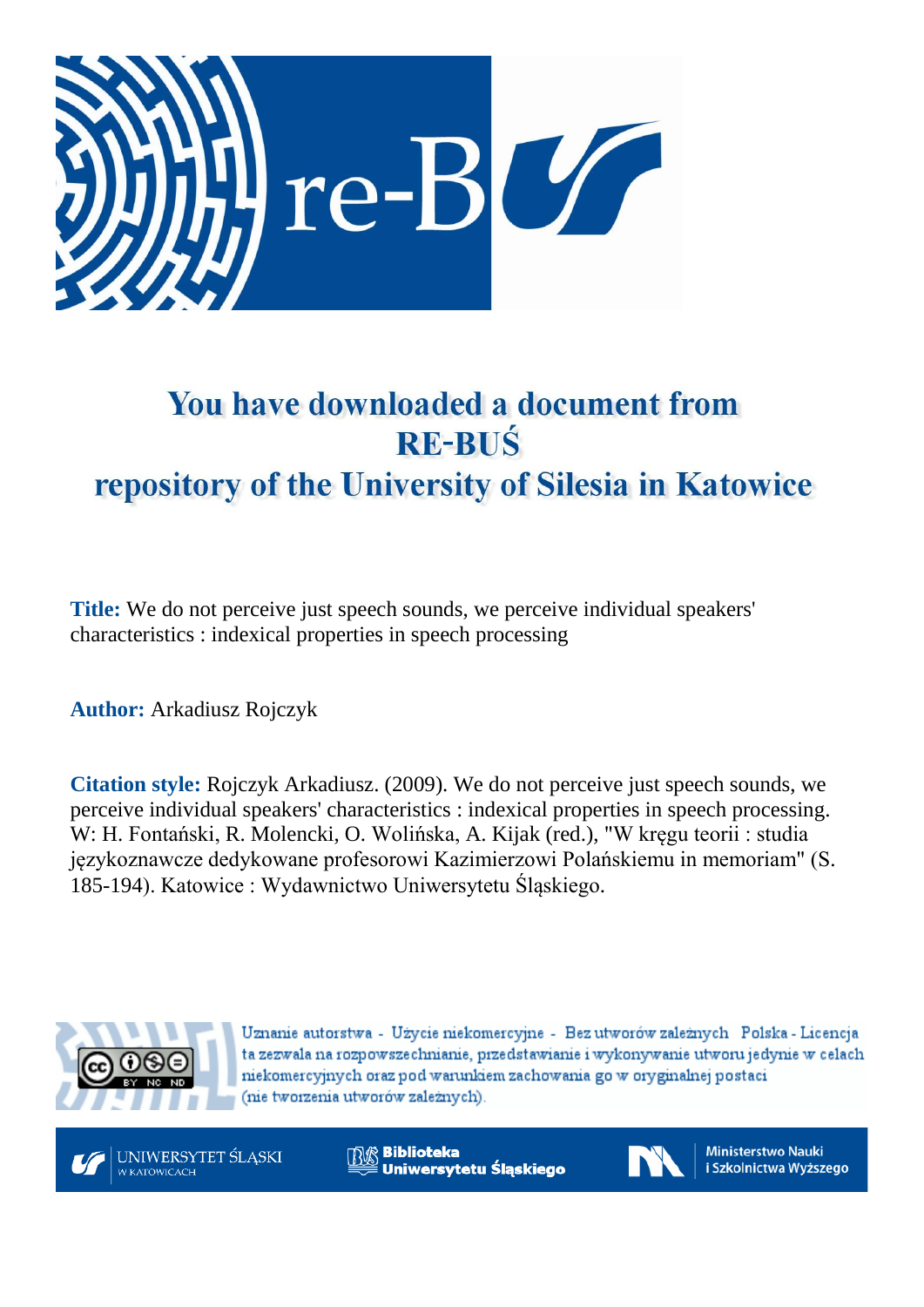# You have downloaded a document from RE-BUŚ repository of the University of Silesia in Katowice

**Title:** We do not perceive just speech sounds, we perceive individual speakers' characteristics : indexical properties in speech processing

**Author:** Arkadiusz Rojczyk

**Citation style:** Rojczyk Arkadiusz. (2009). We do not perceive just speech sounds, we perceive individual speakers' characteristics : indexical properties in speech processing. W: H. Fontański, R. Molencki, O. Wolińska, A. Kijak (red.), "W kręgu teorii : studia językoznawcze dedykowane profesorowi Kazimierzowi Polańskiemu in memoriam" (S. 185-194). Katowice : Wydawnictwo Uniwersytetu Śląskiego.

Uznanie autorstwa - Użycie niekomercyjne - Bez utworów zależnych Polska - Licencja ta zezwala na rozpowszechnianie, przedstawianie i wykonywanie utworu jedynie w celach niekomercyjnych oraz pod warunkiem zachowania go w oryginalnej postaci (nie tworzenia utworów zależnych).

UNIWERSYTET ŚLĄSKI W KATOWICACH

Biblioteka Uniwersytetu Śląskiego

Ministerstwo Nauki i Szkolnictwa Wyższego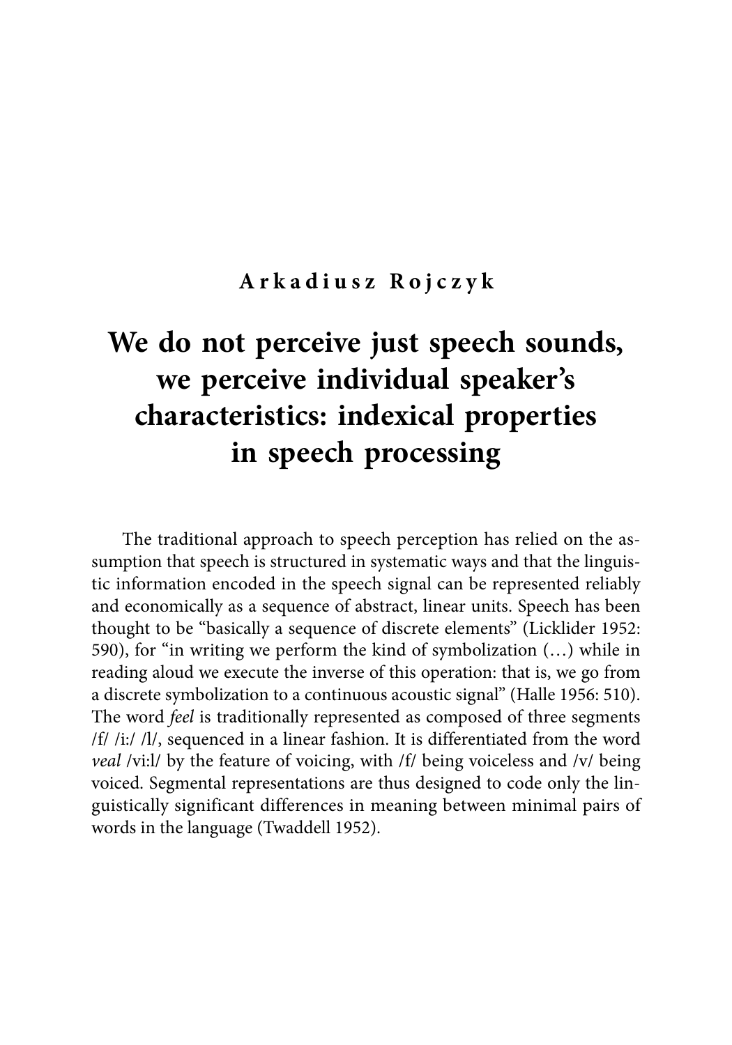**Arkadiusz Rojczyk**

# We do not perceive just speech sounds, we perceive individual speaker's characteristics: indexical properties in speech processing

The traditional approach to speech perception has relied on the assumption that speech is structured in systematic ways and that the linguistic information encoded in the speech signal can be represented reliably and economically as a sequence of abstract, linear units. Speech has been thought to be "basically a sequence of discrete elements" (Licklider 1952: 590), for "in writing we perform the kind of symbolization (…) while in reading aloud we execute the inverse of this operation: that is, we go from a discrete symbolization to a continuous acoustic signal" (Halle 1956: 510). The word *feel* is traditionally represented as composed of three segments /f/ /i:/ /l/, sequenced in a linear fashion. It is differentiated from the word *veal* /vi:l/ by the feature of voicing, with /f/ being voiceless and /v/ being voiced. Segmental representations are thus designed to code only the linguistically significant differences in meaning between minimal pairs of words in the language (Twaddell 1952).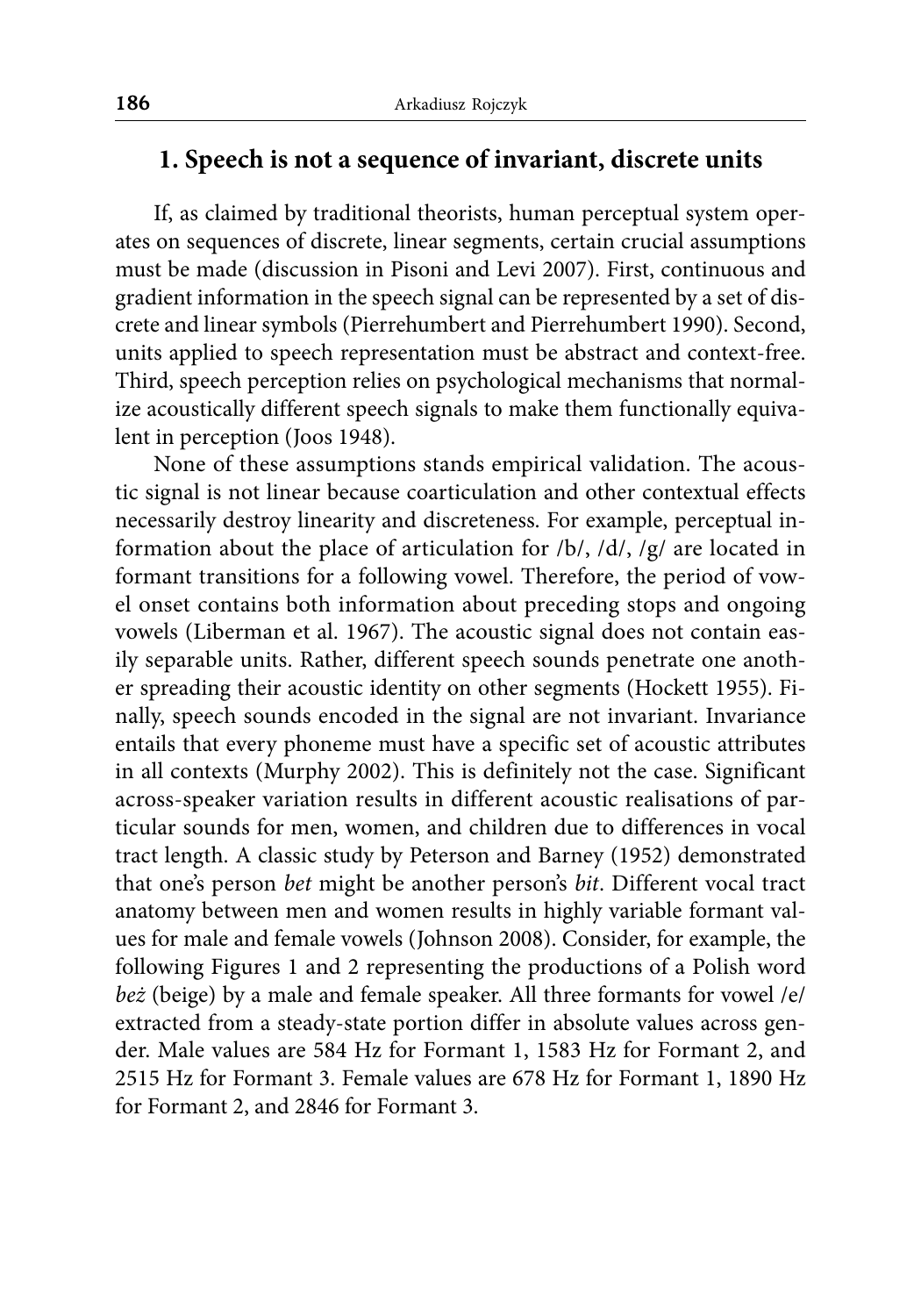## 1. Speech is not a sequence of invariant, discrete units

If, as claimed by traditional theorists, human perceptual system operates on sequences of discrete, linear segments, certain crucial assumptions must be made (discussion in Pisoni and Levi 2007). First, continuous and gradient information in the speech signal can be represented by a set of discrete and linear symbols (Pierrehumbert and Pierrehumbert 1990). Second, units applied to speech representation must be abstract and context-free. Third, speech perception relies on psychological mechanisms that normalize acoustically different speech signals to make them functionally equivalent in perception (Joos 1948).

None of these assumptions stands empirical validation. The acoustic signal is not linear because coarticulation and other contextual effects necessarily destroy linearity and discreteness. For example, perceptual information about the place of articulation for /b/, /d/, /g/ are located in formant transitions for a following vowel. Therefore, the period of vowel onset contains both information about preceding stops and ongoing vowels (Liberman et al. 1967). The acoustic signal does not contain easily separable units. Rather, different speech sounds penetrate one another spreading their acoustic identity on other segments (Hockett 1955). Finally, speech sounds encoded in the signal are not invariant. Invariance entails that every phoneme must have a specific set of acoustic attributes in all contexts (Murphy 2002). This is definitely not the case. Significant across-speaker variation results in different acoustic realisations of particular sounds for men, women, and children due to differences in vocal tract length. A classic study by Peterson and Barney (1952) demonstrated that one's person *bet* might be another person's *bit*. Different vocal tract anatomy between men and women results in highly variable formant values for male and female vowels (Johnson 2008). Consider, for example, the following Figures 1 and 2 representing the productions of a Polish word *beż* (beige) by a male and female speaker. All three formants for vowel /e/ extracted from a steady-state portion differ in absolute values across gender. Male values are 584 Hz for Formant 1, 1583 Hz for Formant 2, and 2515 Hz for Formant 3. Female values are 678 Hz for Formant 1, 1890 Hz for Formant 2, and 2846 for Formant 3.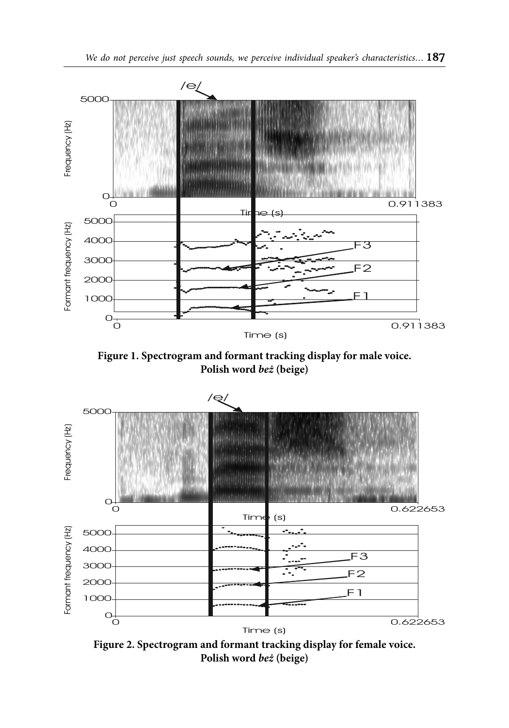**Figure 1. Spectrogram and formant tracking display for male voice. Polish word *beż* (beige)**

**Figure 2. Spectrogram and formant tracking display for female voice. Polish word *beż* (beige)**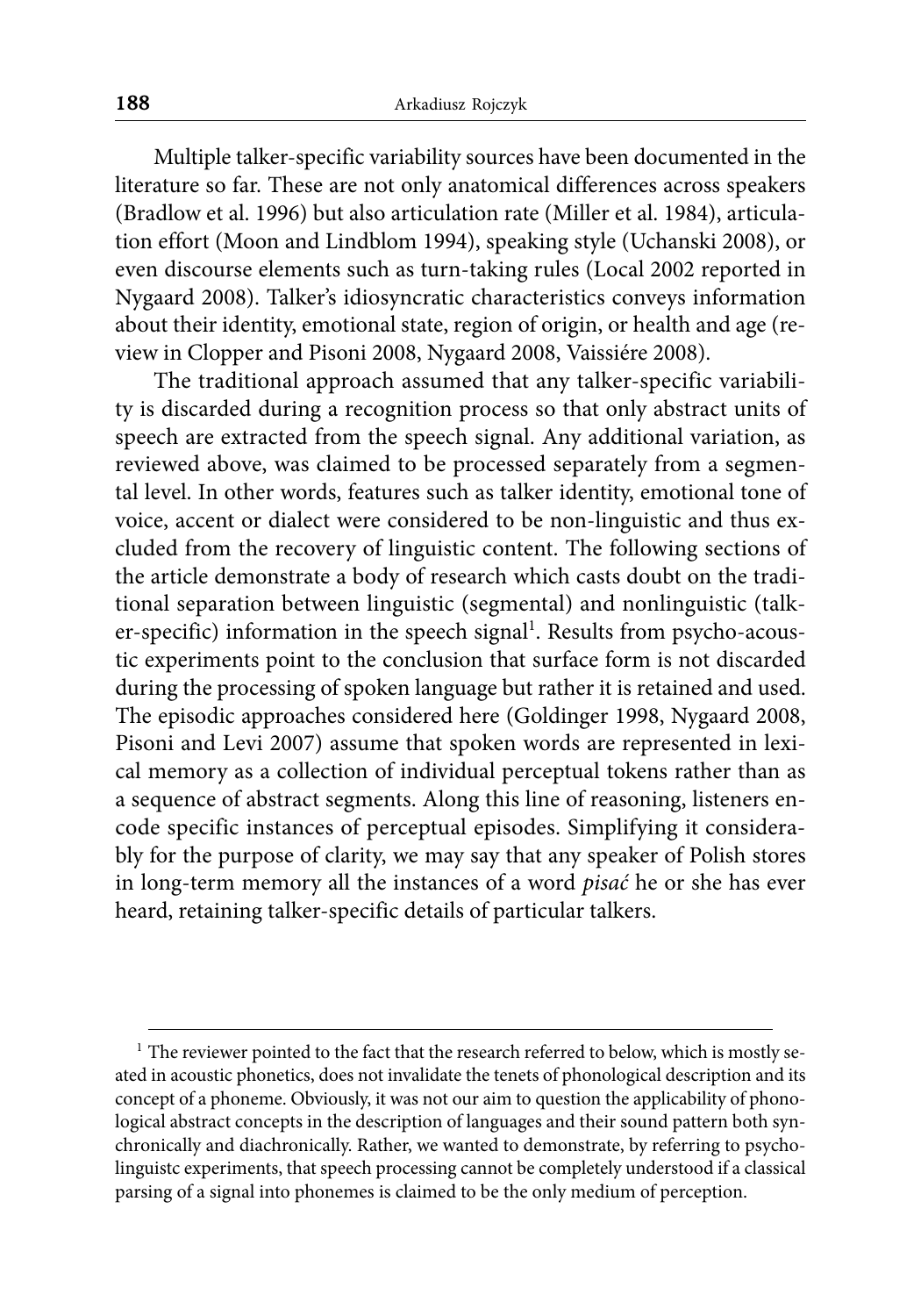Multiple talker-specific variability sources have been documented in the literature so far. These are not only anatomical differences across speakers (Bradlow et al. 1996) but also articulation rate (Miller et al. 1984), articulation effort (Moon and Lindblom 1994), speaking style (Uchanski 2008), or even discourse elements such as turn-taking rules (Local 2002 reported in Nygaard 2008). Talker's idiosyncratic characteristics conveys information about their identity, emotional state, region of origin, or health and age (review in Clopper and Pisoni 2008, Nygaard 2008, Vaissiére 2008).

The traditional approach assumed that any talker-specific variability is discarded during a recognition process so that only abstract units of speech are extracted from the speech signal. Any additional variation, as reviewed above, was claimed to be processed separately from a segmental level. In other words, features such as talker identity, emotional tone of voice, accent or dialect were considered to be non-linguistic and thus excluded from the recovery of linguistic content. The following sections of the article demonstrate a body of research which casts doubt on the traditional separation between linguistic (segmental) and nonlinguistic (talker-specific) information in the speech signal[1]. Results from psycho-acoustic experiments point to the conclusion that surface form is not discarded during the processing of spoken language but rather it is retained and used. The episodic approaches considered here (Goldinger 1998, Nygaard 2008, Pisoni and Levi 2007) assume that spoken words are represented in lexical memory as a collection of individual perceptual tokens rather than as a sequence of abstract segments. Along this line of reasoning, listeners encode specific instances of perceptual episodes. Simplifying it considerably for the purpose of clarity, we may say that any speaker of Polish stores in long-term memory all the instances of a word *pisać* he or she has ever heard, retaining talker-specific details of particular talkers.

[1] The reviewer pointed to the fact that the research referred to below, which is mostly seated in acoustic phonetics, does not invalidate the tenets of phonological description and its concept of a phoneme. Obviously, it was not our aim to question the applicability of phonological abstract concepts in the description of languages and their sound pattern both synchronically and diachronically. Rather, we wanted to demonstrate, by referring to psycholinguistc experiments, that speech processing cannot be completely understood if a classical parsing of a signal into phonemes is claimed to be the only medium of perception.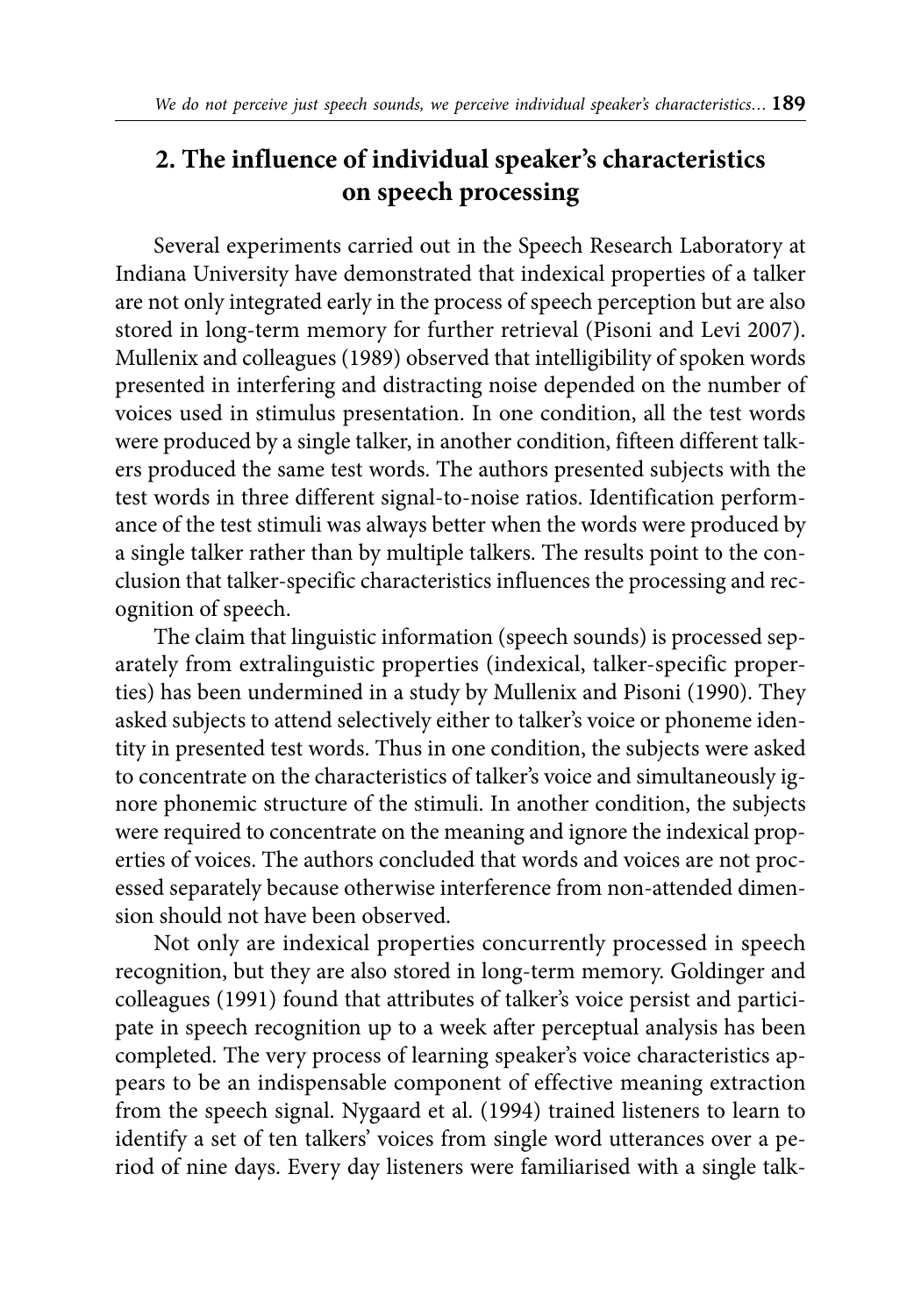## 2. The influence of individual speaker's characteristics on speech processing

Several experiments carried out in the Speech Research Laboratory at Indiana University have demonstrated that indexical properties of a talker are not only integrated early in the process of speech perception but are also stored in long-term memory for further retrieval (Pisoni and Levi 2007). Mullenix and colleagues (1989) observed that intelligibility of spoken words presented in interfering and distracting noise depended on the number of voices used in stimulus presentation. In one condition, all the test words were produced by a single talker, in another condition, fifteen different talkers produced the same test words. The authors presented subjects with the test words in three different signal-to-noise ratios. Identification performance of the test stimuli was always better when the words were produced by a single talker rather than by multiple talkers. The results point to the conclusion that talker-specific characteristics influences the processing and recognition of speech.

The claim that linguistic information (speech sounds) is processed separately from extralinguistic properties (indexical, talker-specific properties) has been undermined in a study by Mullenix and Pisoni (1990). They asked subjects to attend selectively either to talker's voice or phoneme identity in presented test words. Thus in one condition, the subjects were asked to concentrate on the characteristics of talker's voice and simultaneously ignore phonemic structure of the stimuli. In another condition, the subjects were required to concentrate on the meaning and ignore the indexical properties of voices. The authors concluded that words and voices are not processed separately because otherwise interference from non-attended dimension should not have been observed.

Not only are indexical properties concurrently processed in speech recognition, but they are also stored in long-term memory. Goldinger and colleagues (1991) found that attributes of talker's voice persist and participate in speech recognition up to a week after perceptual analysis has been completed. The very process of learning speaker's voice characteristics appears to be an indispensable component of effective meaning extraction from the speech signal. Nygaard et al. (1994) trained listeners to learn to identify a set of ten talkers' voices from single word utterances over a period of nine days. Every day listeners were familiarised with a single talk-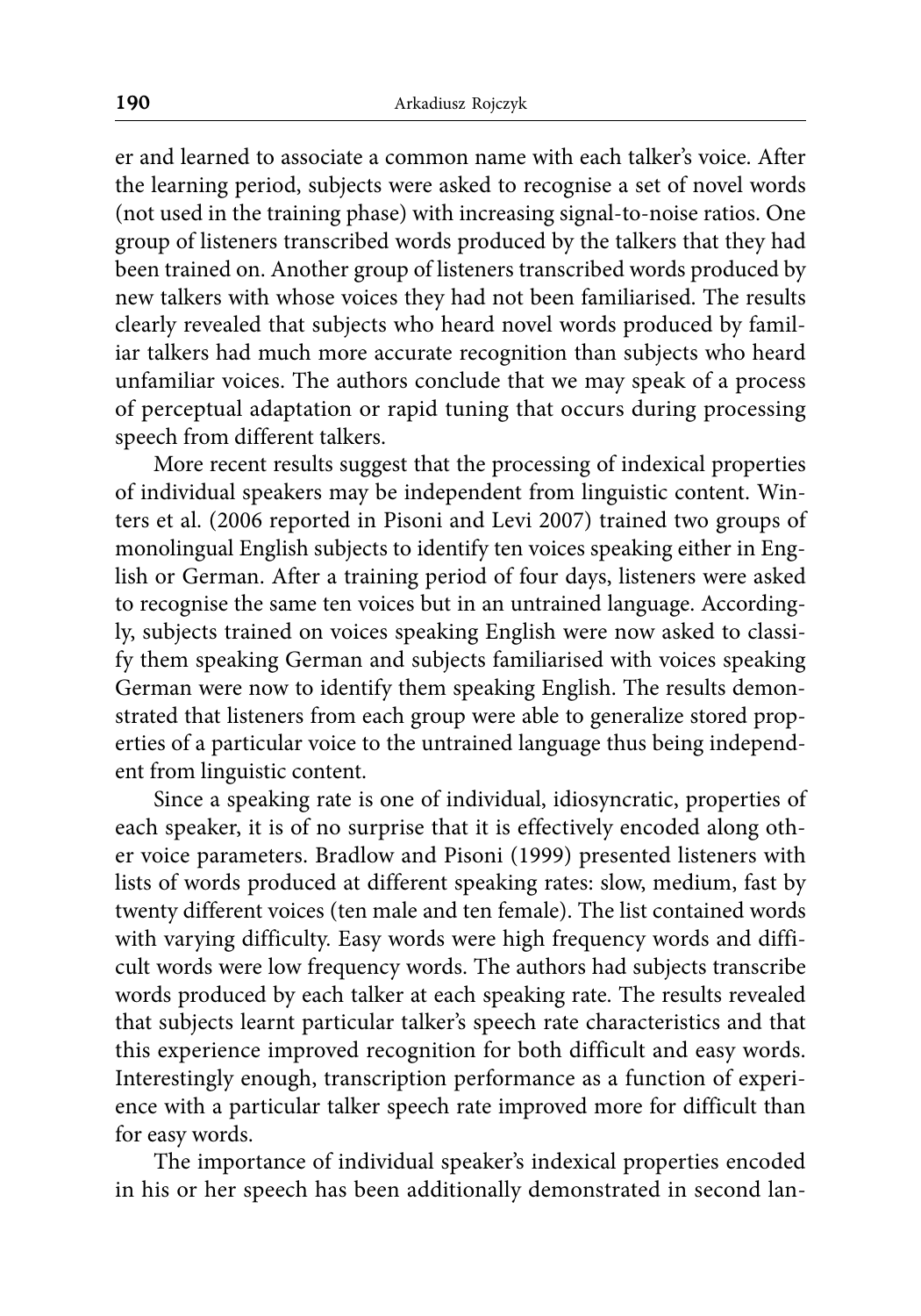er and learned to associate a common name with each talker's voice. After the learning period, subjects were asked to recognise a set of novel words (not used in the training phase) with increasing signal-to-noise ratios. One group of listeners transcribed words produced by the talkers that they had been trained on. Another group of listeners transcribed words produced by new talkers with whose voices they had not been familiarised. The results clearly revealed that subjects who heard novel words produced by familiar talkers had much more accurate recognition than subjects who heard unfamiliar voices. The authors conclude that we may speak of a process of perceptual adaptation or rapid tuning that occurs during processing speech from different talkers.

More recent results suggest that the processing of indexical properties of individual speakers may be independent from linguistic content. Winters et al. (2006 reported in Pisoni and Levi 2007) trained two groups of monolingual English subjects to identify ten voices speaking either in English or German. After a training period of four days, listeners were asked to recognise the same ten voices but in an untrained language. Accordingly, subjects trained on voices speaking English were now asked to classify them speaking German and subjects familiarised with voices speaking German were now to identify them speaking English. The results demonstrated that listeners from each group were able to generalize stored properties of a particular voice to the untrained language thus being independent from linguistic content.

Since a speaking rate is one of individual, idiosyncratic, properties of each speaker, it is of no surprise that it is effectively encoded along other voice parameters. Bradlow and Pisoni (1999) presented listeners with lists of words produced at different speaking rates: slow, medium, fast by twenty different voices (ten male and ten female). The list contained words with varying difficulty. Easy words were high frequency words and difficult words were low frequency words. The authors had subjects transcribe words produced by each talker at each speaking rate. The results revealed that subjects learnt particular talker's speech rate characteristics and that this experience improved recognition for both difficult and easy words. Interestingly enough, transcription performance as a function of experience with a particular talker speech rate improved more for difficult than for easy words.

The importance of individual speaker's indexical properties encoded in his or her speech has been additionally demonstrated in second lan-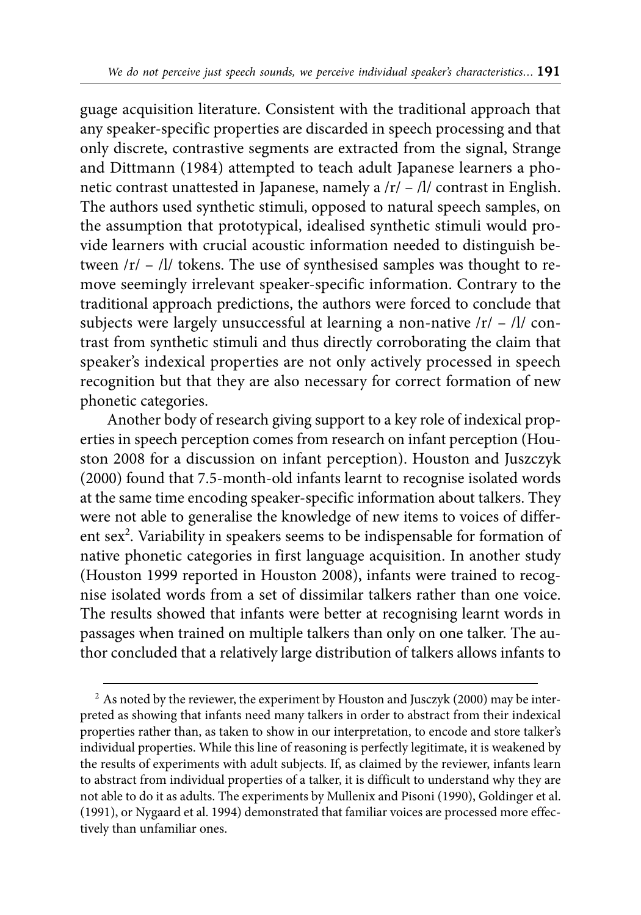guage acquisition literature. Consistent with the traditional approach that any speaker-specific properties are discarded in speech processing and that only discrete, contrastive segments are extracted from the signal, Strange and Dittmann (1984) attempted to teach adult Japanese learners a phonetic contrast unattested in Japanese, namely a /r/ – /l/ contrast in English. The authors used synthetic stimuli, opposed to natural speech samples, on the assumption that prototypical, idealised synthetic stimuli would provide learners with crucial acoustic information needed to distinguish between /r/ – /l/ tokens. The use of synthesised samples was thought to remove seemingly irrelevant speaker-specific information. Contrary to the traditional approach predictions, the authors were forced to conclude that subjects were largely unsuccessful at learning a non-native /r/ – /l/ contrast from synthetic stimuli and thus directly corroborating the claim that speaker's indexical properties are not only actively processed in speech recognition but that they are also necessary for correct formation of new phonetic categories.

Another body of research giving support to a key role of indexical properties in speech perception comes from research on infant perception (Houston 2008 for a discussion on infant perception). Houston and Juszczyk (2000) found that 7.5-month-old infants learnt to recognise isolated words at the same time encoding speaker-specific information about talkers. They were not able to generalise the knowledge of new items to voices of different sex[2]. Variability in speakers seems to be indispensable for formation of native phonetic categories in first language acquisition. In another study (Houston 1999 reported in Houston 2008), infants were trained to recognise isolated words from a set of dissimilar talkers rather than one voice. The results showed that infants were better at recognising learnt words in passages when trained on multiple talkers than only on one talker. The author concluded that a relatively large distribution of talkers allows infants to

[2] As noted by the reviewer, the experiment by Houston and Jusczyk (2000) may be interpreted as showing that infants need many talkers in order to abstract from their indexical properties rather than, as taken to show in our interpretation, to encode and store talker's individual properties. While this line of reasoning is perfectly legitimate, it is weakened by the results of experiments with adult subjects. If, as claimed by the reviewer, infants learn to abstract from individual properties of a talker, it is difficult to understand why they are not able to do it as adults. The experiments by Mullenix and Pisoni (1990), Goldinger et al. (1991), or Nygaard et al. 1994) demonstrated that familiar voices are processed more effectively than unfamiliar ones.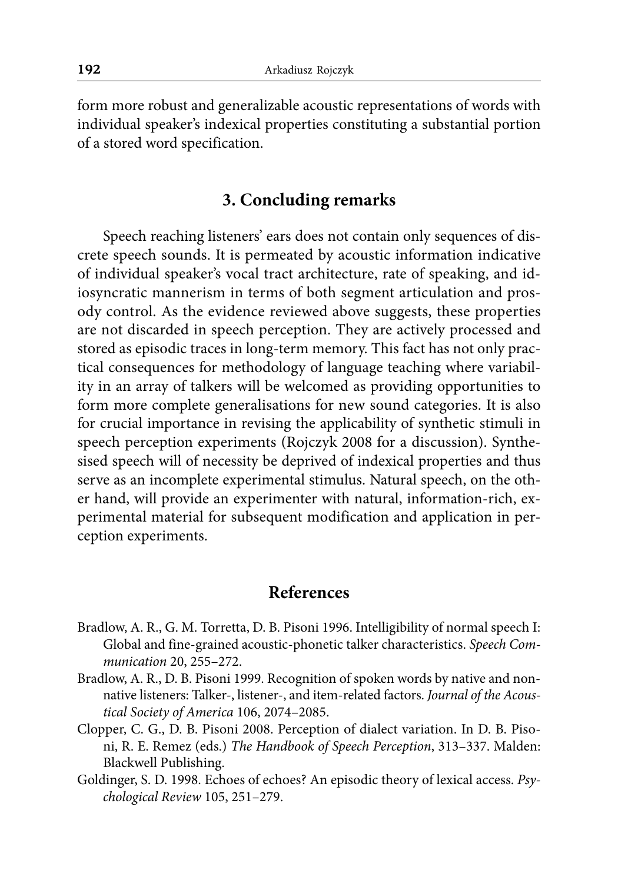form more robust and generalizable acoustic representations of words with individual speaker's indexical properties constituting a substantial portion of a stored word specification.

## 3. Concluding remarks

Speech reaching listeners' ears does not contain only sequences of discrete speech sounds. It is permeated by acoustic information indicative of individual speaker's vocal tract architecture, rate of speaking, and idiosyncratic mannerism in terms of both segment articulation and prosody control. As the evidence reviewed above suggests, these properties are not discarded in speech perception. They are actively processed and stored as episodic traces in long-term memory. This fact has not only practical consequences for methodology of language teaching where variability in an array of talkers will be welcomed as providing opportunities to form more complete generalisations for new sound categories. It is also for crucial importance in revising the applicability of synthetic stimuli in speech perception experiments (Rojczyk 2008 for a discussion). Synthesised speech will of necessity be deprived of indexical properties and thus serve as an incomplete experimental stimulus. Natural speech, on the other hand, will provide an experimenter with natural, information-rich, experimental material for subsequent modification and application in perception experiments.

## References

Bradlow, A. R., G. M. Torretta, D. B. Pisoni 1996. Intelligibility of normal speech I: Global and fine-grained acoustic-phonetic talker characteristics. *Speech Communication* 20, 255–272.

Bradlow, A. R., D. B. Pisoni 1999. Recognition of spoken words by native and nonnative listeners: Talker-, listener-, and item-related factors. *Journal of the Acoustical Society of America* 106, 2074–2085.

Clopper, C. G., D. B. Pisoni 2008. Perception of dialect variation. In D. B. Pisoni, R. E. Remez (eds.) *The Handbook of Speech Perception*, 313–337. Malden: Blackwell Publishing.

Goldinger, S. D. 1998. Echoes of echoes? An episodic theory of lexical access. *Psychological Review* 105, 251–279.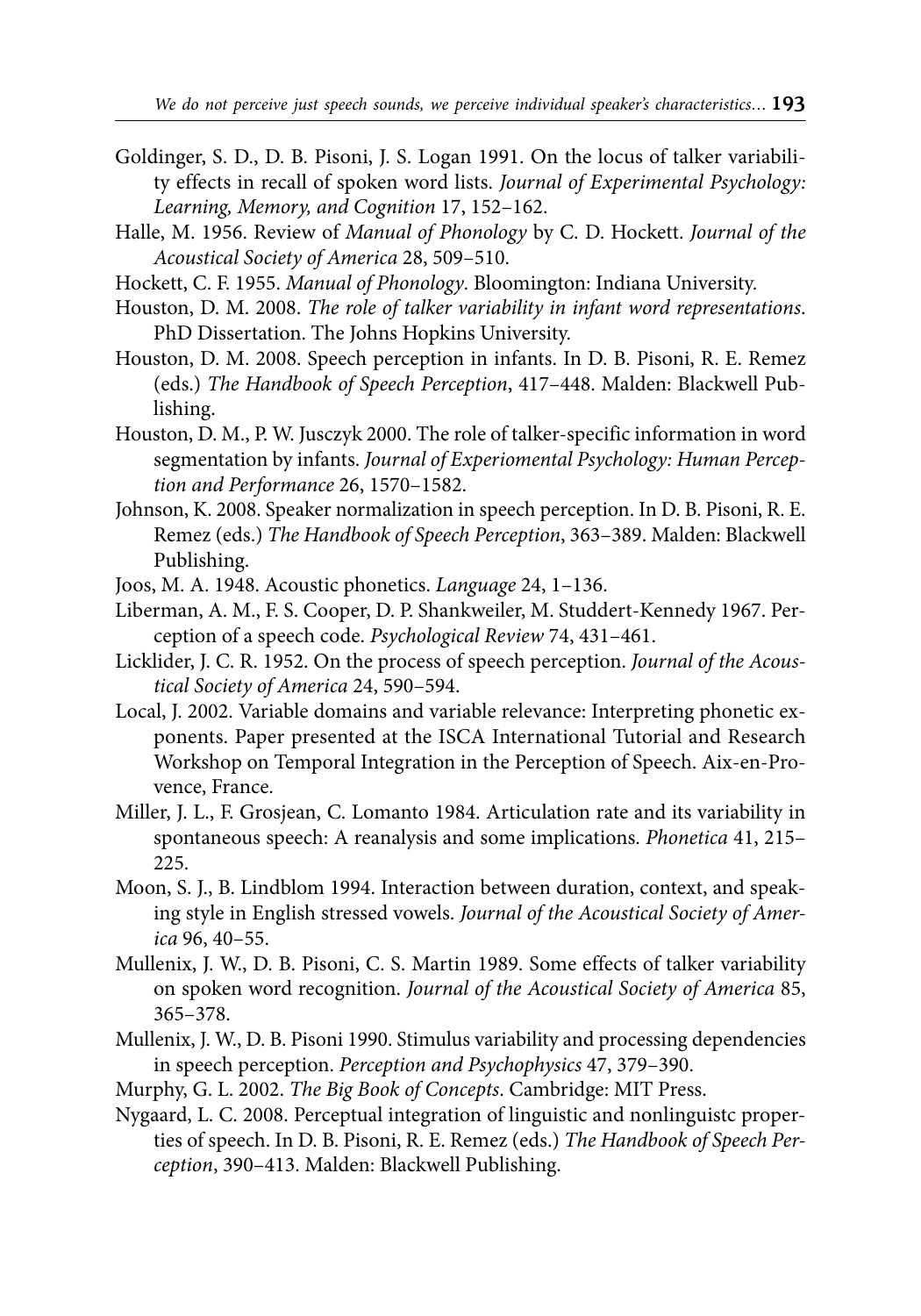Goldinger, S. D., D. B. Pisoni, J. S. Logan 1991. On the locus of talker variability effects in recall of spoken word lists. *Journal of Experimental Psychology: Learning, Memory, and Cognition* 17, 152–162.

Halle, M. 1956. Review of *Manual of Phonology* by C. D. Hockett. *Journal of the Acoustical Society of America* 28, 509–510.

Hockett, C. F. 1955. *Manual of Phonology*. Bloomington: Indiana University.

Houston, D. M. 2008. *The role of talker variability in infant word representations*. PhD Dissertation. The Johns Hopkins University.

Houston, D. M. 2008. Speech perception in infants. In D. B. Pisoni, R. E. Remez (eds.) *The Handbook of Speech Perception*, 417–448. Malden: Blackwell Publishing.

Houston, D. M., P. W. Jusczyk 2000. The role of talker-specific information in word segmentation by infants. *Journal of Experiomental Psychology: Human Perception and Performance* 26, 1570–1582.

Johnson, K. 2008. Speaker normalization in speech perception. In D. B. Pisoni, R. E. Remez (eds.) *The Handbook of Speech Perception*, 363–389. Malden: Blackwell Publishing.

Joos, M. A. 1948. Acoustic phonetics. *Language* 24, 1–136.

Liberman, A. M., F. S. Cooper, D. P. Shankweiler, M. Studdert-Kennedy 1967. Perception of a speech code. *Psychological Review* 74, 431–461.

Licklider, J. C. R. 1952. On the process of speech perception. *Journal of the Acoustical Society of America* 24, 590–594.

Local, J. 2002. Variable domains and variable relevance: Interpreting phonetic exponents. Paper presented at the ISCA International Tutorial and Research Workshop on Temporal Integration in the Perception of Speech. Aix-en-Provence, France.

Miller, J. L., F. Grosjean, C. Lomanto 1984. Articulation rate and its variability in spontaneous speech: A reanalysis and some implications. *Phonetica* 41, 215–225.

Moon, S. J., B. Lindblom 1994. Interaction between duration, context, and speaking style in English stressed vowels. *Journal of the Acoustical Society of America* 96, 40–55.

Mullenix, J. W., D. B. Pisoni, C. S. Martin 1989. Some effects of talker variability on spoken word recognition. *Journal of the Acoustical Society of America* 85, 365–378.

Mullenix, J. W., D. B. Pisoni 1990. Stimulus variability and processing dependencies in speech perception. *Perception and Psychophysics* 47, 379–390.

Murphy, G. L. 2002. *The Big Book of Concepts*. Cambridge: MIT Press.

Nygaard, L. C. 2008. Perceptual integration of linguistic and nonlinguistc properties of speech. In D. B. Pisoni, R. E. Remez (eds.) *The Handbook of Speech Perception*, 390–413. Malden: Blackwell Publishing.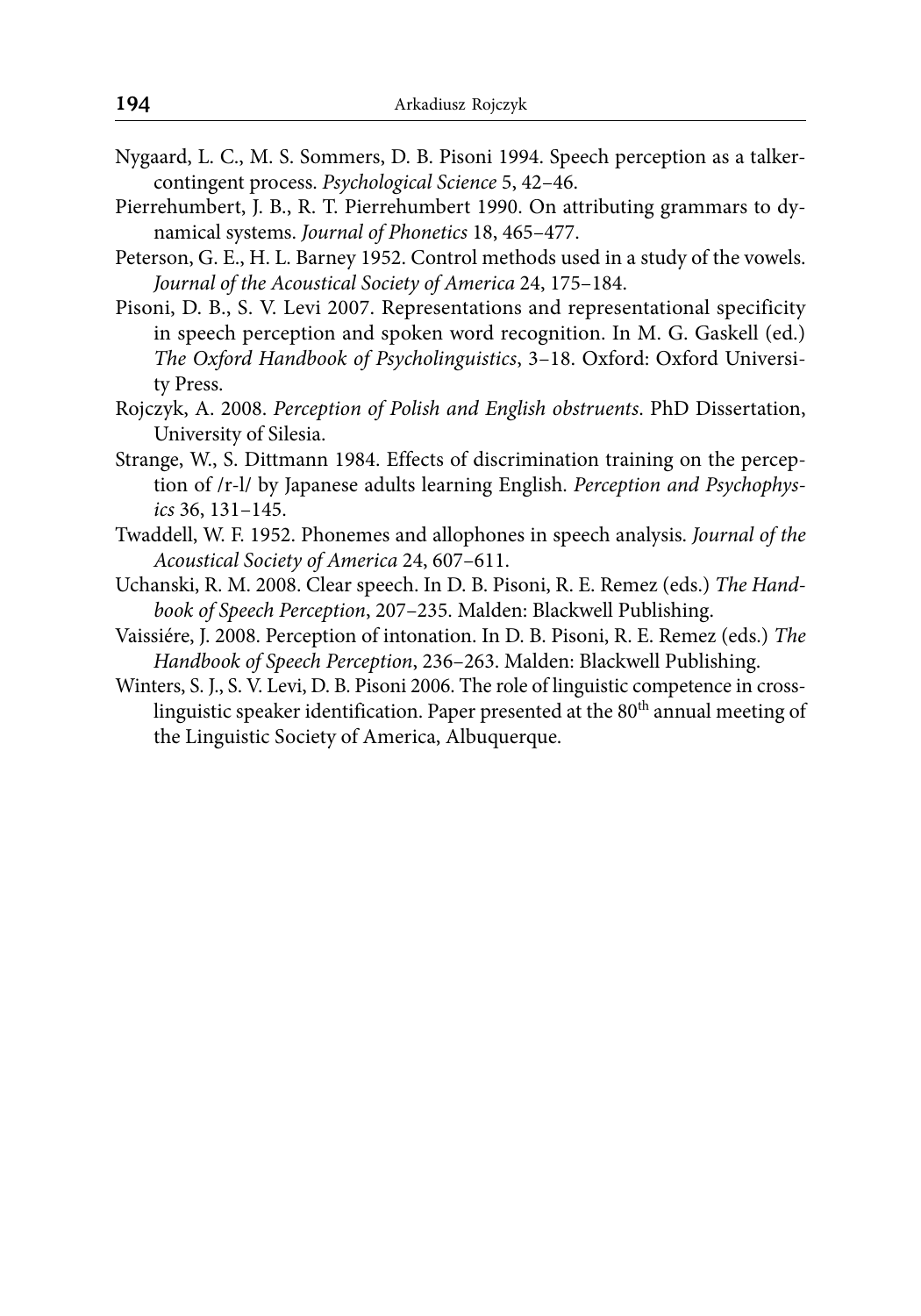Nygaard, L. C., M. S. Sommers, D. B. Pisoni 1994. Speech perception as a talker-contingent process. *Psychological Science* 5, 42–46.

Pierrehumbert, J. B., R. T. Pierrehumbert 1990. On attributing grammars to dynamical systems. *Journal of Phonetics* 18, 465–477.

Peterson, G. E., H. L. Barney 1952. Control methods used in a study of the vowels. *Journal of the Acoustical Society of America* 24, 175–184.

Pisoni, D. B., S. V. Levi 2007. Representations and representational specificity in speech perception and spoken word recognition. In M. G. Gaskell (ed.) *The Oxford Handbook of Psycholinguistics*, 3–18. Oxford: Oxford University Press.

Rojczyk, A. 2008. *Perception of Polish and English obstruents*. PhD Dissertation, University of Silesia.

Strange, W., S. Dittmann 1984. Effects of discrimination training on the perception of /r-l/ by Japanese adults learning English. *Perception and Psychophysics* 36, 131–145.

Twaddell, W. F. 1952. Phonemes and allophones in speech analysis. *Journal of the Acoustical Society of America* 24, 607–611.

Uchanski, R. M. 2008. Clear speech. In D. B. Pisoni, R. E. Remez (eds.) *The Handbook of Speech Perception*, 207–235. Malden: Blackwell Publishing.

Vaissiére, J. 2008. Perception of intonation. In D. B. Pisoni, R. E. Remez (eds.) *The Handbook of Speech Perception*, 236–263. Malden: Blackwell Publishing.

Winters, S. J., S. V. Levi, D. B. Pisoni 2006. The role of linguistic competence in cross-linguistic speaker identification. Paper presented at the 80th annual meeting of the Linguistic Society of America, Albuquerque.